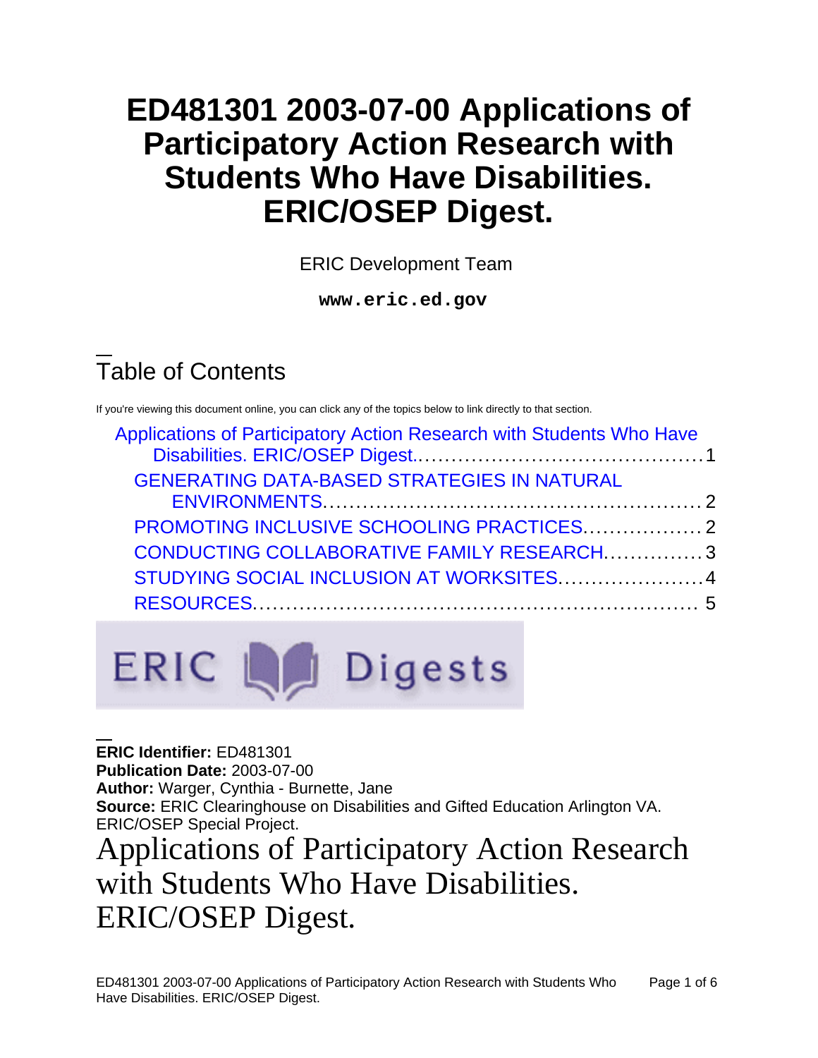# ED481301 2003-07-00 Applications of Participatory Action Research with Students Who Have Disabilities. ERIC/OSEP Digest.

ERIC Development Team

**www.eric.ed.gov**

## Table of Contents

If you're viewing this document online, you can click any of the topics below to link directly to that section.

- Applications of Participatory Action Research with Students Who Have Disabilities. ERIC/OSEP Digest.......................................... 1
  - GENERATING DATA-BASED STRATEGIES IN NATURAL ENVIRONMENTS....................................................... 2
  - PROMOTING INCLUSIVE SCHOOLING PRACTICES.................. 2
  - CONDUCTING COLLABORATIVE FAMILY RESEARCH............... 3
  - STUDYING SOCIAL INCLUSION AT WORKSITES...................... 4
  - RESOURCES................................................................ 5

ERIC Digests

**ERIC Identifier:** ED481301
**Publication Date:** 2003-07-00
**Author:** Warger, Cynthia - Burnette, Jane
**Source:** ERIC Clearinghouse on Disabilities and Gifted Education Arlington VA. ERIC/OSEP Special Project.

# Applications of Participatory Action Research with Students Who Have Disabilities. ERIC/OSEP Digest.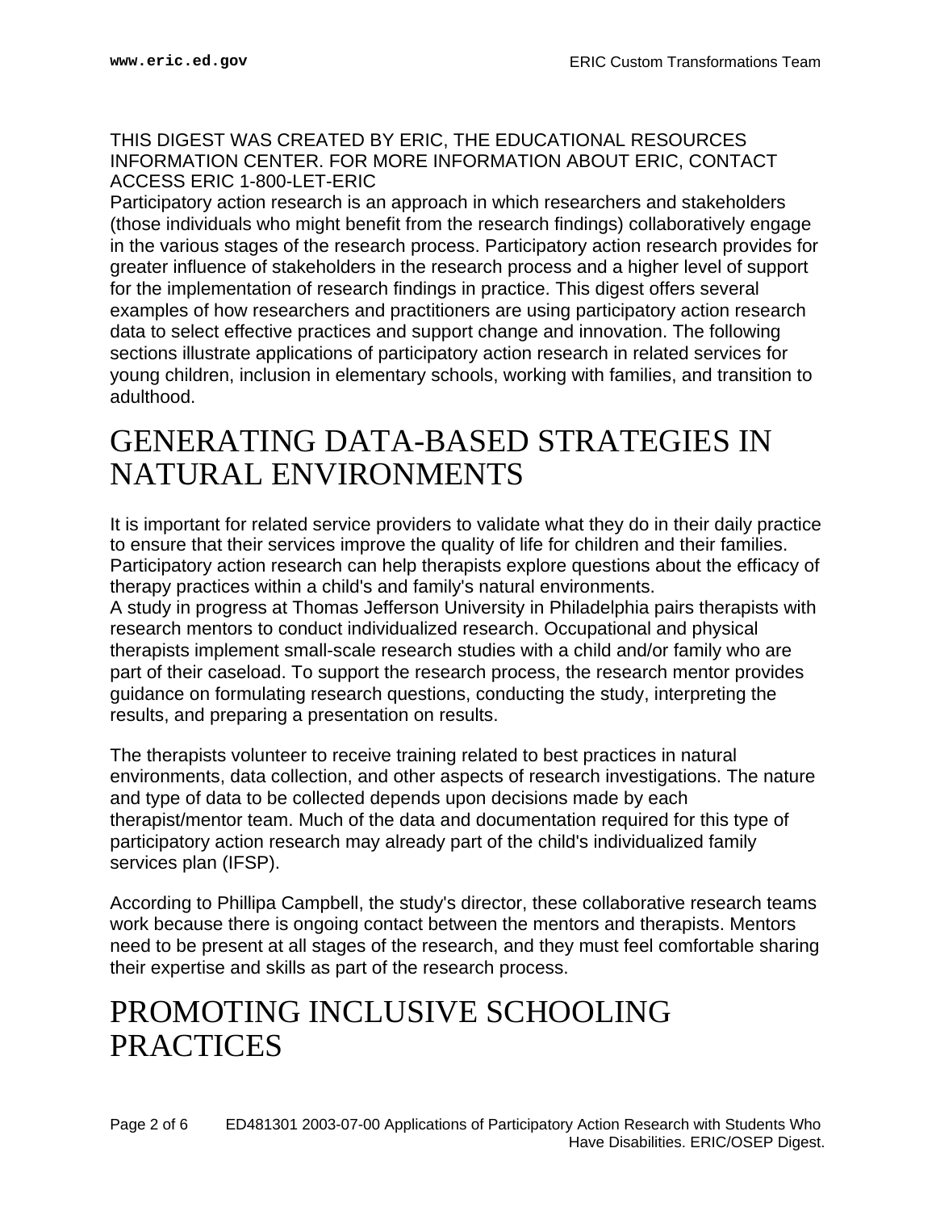THIS DIGEST WAS CREATED BY ERIC, THE EDUCATIONAL RESOURCES INFORMATION CENTER. FOR MORE INFORMATION ABOUT ERIC, CONTACT ACCESS ERIC 1-800-LET-ERIC

Participatory action research is an approach in which researchers and stakeholders (those individuals who might benefit from the research findings) collaboratively engage in the various stages of the research process. Participatory action research provides for greater influence of stakeholders in the research process and a higher level of support for the implementation of research findings in practice. This digest offers several examples of how researchers and practitioners are using participatory action research data to select effective practices and support change and innovation. The following sections illustrate applications of participatory action research in related services for young children, inclusion in elementary schools, working with families, and transition to adulthood.

# GENERATING DATA-BASED STRATEGIES IN NATURAL ENVIRONMENTS

It is important for related service providers to validate what they do in their daily practice to ensure that their services improve the quality of life for children and their families. Participatory action research can help therapists explore questions about the efficacy of therapy practices within a child's and family's natural environments.

A study in progress at Thomas Jefferson University in Philadelphia pairs therapists with research mentors to conduct individualized research. Occupational and physical therapists implement small-scale research studies with a child and/or family who are part of their caseload. To support the research process, the research mentor provides guidance on formulating research questions, conducting the study, interpreting the results, and preparing a presentation on results.

The therapists volunteer to receive training related to best practices in natural environments, data collection, and other aspects of research investigations. The nature and type of data to be collected depends upon decisions made by each therapist/mentor team. Much of the data and documentation required for this type of participatory action research may already part of the child's individualized family services plan (IFSP).

According to Phillipa Campbell, the study's director, these collaborative research teams work because there is ongoing contact between the mentors and therapists. Mentors need to be present at all stages of the research, and they must feel comfortable sharing their expertise and skills as part of the research process.

# PROMOTING INCLUSIVE SCHOOLING PRACTICES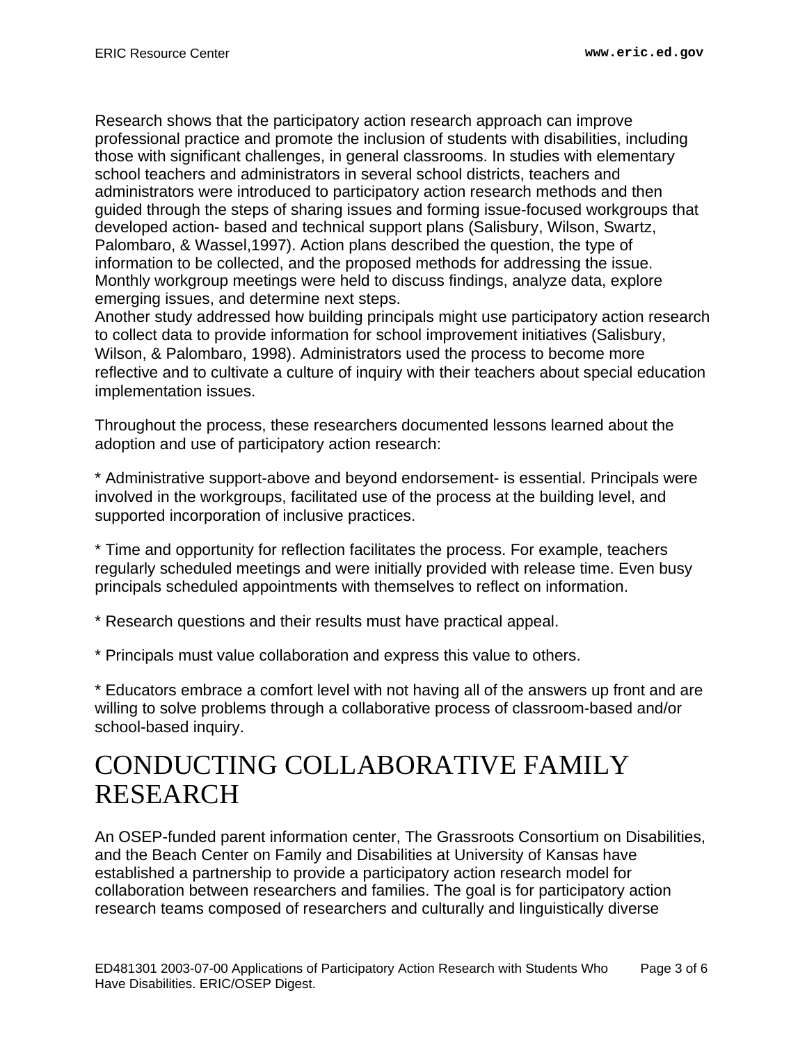Research shows that the participatory action research approach can improve professional practice and promote the inclusion of students with disabilities, including those with significant challenges, in general classrooms. In studies with elementary school teachers and administrators in several school districts, teachers and administrators were introduced to participatory action research methods and then guided through the steps of sharing issues and forming issue-focused workgroups that developed action- based and technical support plans (Salisbury, Wilson, Swartz, Palombaro, & Wassel,1997). Action plans described the question, the type of information to be collected, and the proposed methods for addressing the issue. Monthly workgroup meetings were held to discuss findings, analyze data, explore emerging issues, and determine next steps.
Another study addressed how building principals might use participatory action research to collect data to provide information for school improvement initiatives (Salisbury, Wilson, & Palombaro, 1998). Administrators used the process to become more reflective and to cultivate a culture of inquiry with their teachers about special education implementation issues.

Throughout the process, these researchers documented lessons learned about the adoption and use of participatory action research:

* Administrative support-above and beyond endorsement- is essential. Principals were involved in the workgroups, facilitated use of the process at the building level, and supported incorporation of inclusive practices.

* Time and opportunity for reflection facilitates the process. For example, teachers regularly scheduled meetings and were initially provided with release time. Even busy principals scheduled appointments with themselves to reflect on information.

* Research questions and their results must have practical appeal.

* Principals must value collaboration and express this value to others.

* Educators embrace a comfort level with not having all of the answers up front and are willing to solve problems through a collaborative process of classroom-based and/or school-based inquiry.

# CONDUCTING COLLABORATIVE FAMILY RESEARCH

An OSEP-funded parent information center, The Grassroots Consortium on Disabilities, and the Beach Center on Family and Disabilities at University of Kansas have established a partnership to provide a participatory action research model for collaboration between researchers and families. The goal is for participatory action research teams composed of researchers and culturally and linguistically diverse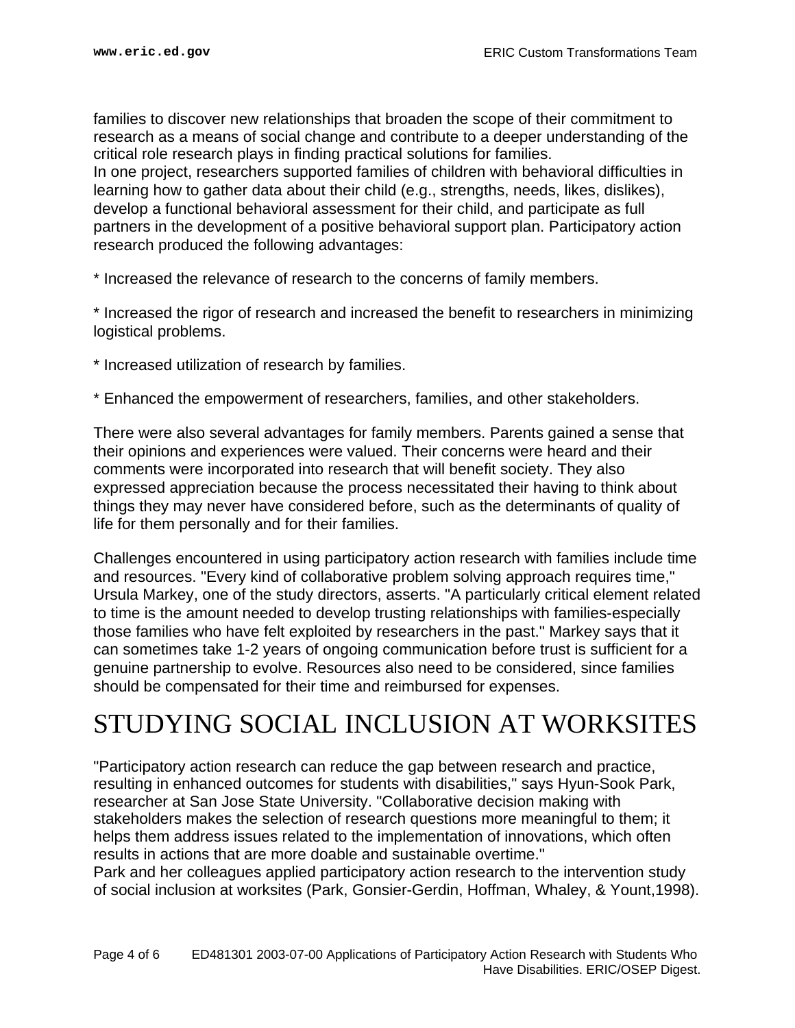families to discover new relationships that broaden the scope of their commitment to research as a means of social change and contribute to a deeper understanding of the critical role research plays in finding practical solutions for families.
In one project, researchers supported families of children with behavioral difficulties in learning how to gather data about their child (e.g., strengths, needs, likes, dislikes), develop a functional behavioral assessment for their child, and participate as full partners in the development of a positive behavioral support plan. Participatory action research produced the following advantages:

* Increased the relevance of research to the concerns of family members.

* Increased the rigor of research and increased the benefit to researchers in minimizing logistical problems.

* Increased utilization of research by families.

* Enhanced the empowerment of researchers, families, and other stakeholders.

There were also several advantages for family members. Parents gained a sense that their opinions and experiences were valued. Their concerns were heard and their comments were incorporated into research that will benefit society. They also expressed appreciation because the process necessitated their having to think about things they may never have considered before, such as the determinants of quality of life for them personally and for their families.

Challenges encountered in using participatory action research with families include time and resources. "Every kind of collaborative problem solving approach requires time," Ursula Markey, one of the study directors, asserts. "A particularly critical element related to time is the amount needed to develop trusting relationships with families-especially those families who have felt exploited by researchers in the past." Markey says that it can sometimes take 1-2 years of ongoing communication before trust is sufficient for a genuine partnership to evolve. Resources also need to be considered, since families should be compensated for their time and reimbursed for expenses.

# STUDYING SOCIAL INCLUSION AT WORKSITES

"Participatory action research can reduce the gap between research and practice, resulting in enhanced outcomes for students with disabilities," says Hyun-Sook Park, researcher at San Jose State University. "Collaborative decision making with stakeholders makes the selection of research questions more meaningful to them; it helps them address issues related to the implementation of innovations, which often results in actions that are more doable and sustainable overtime."
Park and her colleagues applied participatory action research to the intervention study of social inclusion at worksites (Park, Gonsier-Gerdin, Hoffman, Whaley, & Yount,1998).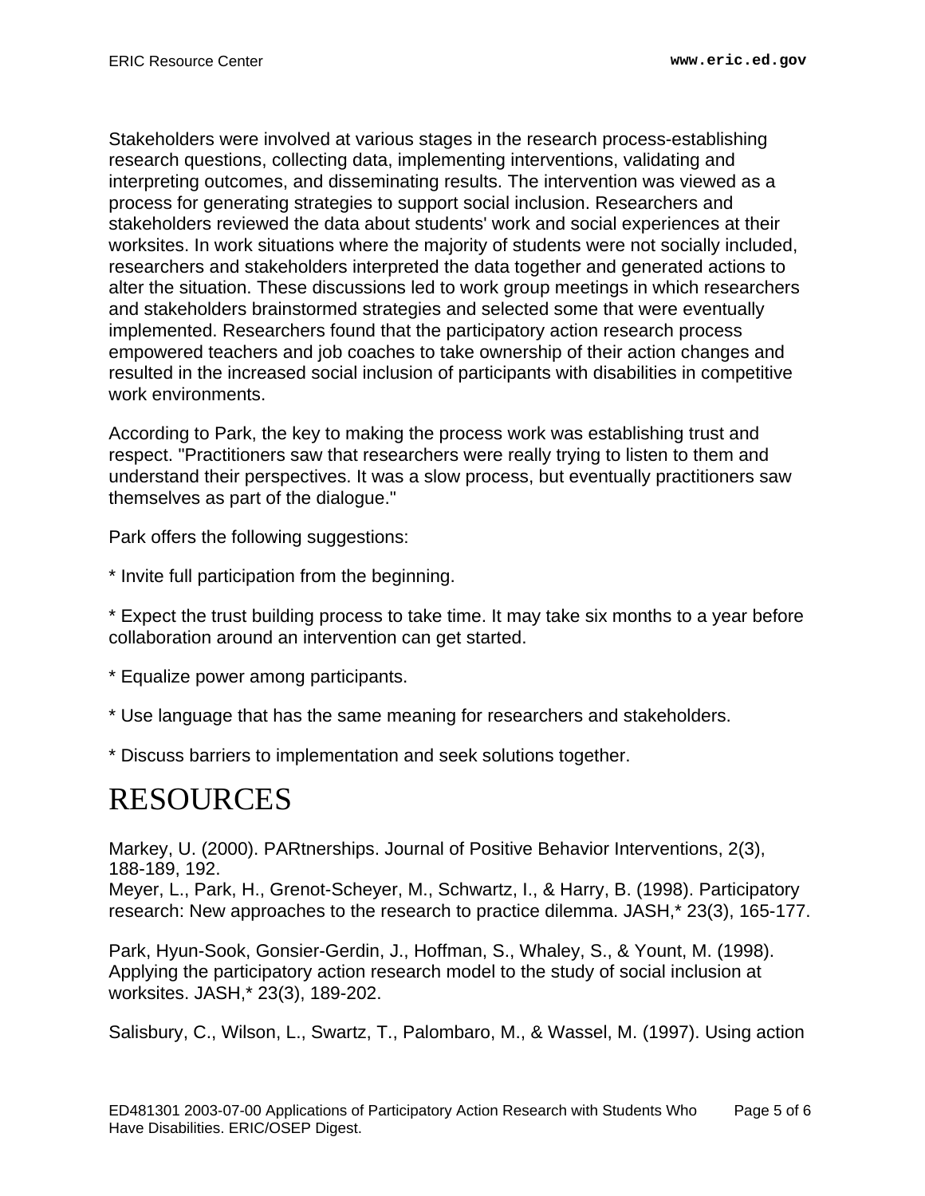Stakeholders were involved at various stages in the research process-establishing research questions, collecting data, implementing interventions, validating and interpreting outcomes, and disseminating results. The intervention was viewed as a process for generating strategies to support social inclusion. Researchers and stakeholders reviewed the data about students' work and social experiences at their worksites. In work situations where the majority of students were not socially included, researchers and stakeholders interpreted the data together and generated actions to alter the situation. These discussions led to work group meetings in which researchers and stakeholders brainstormed strategies and selected some that were eventually implemented. Researchers found that the participatory action research process empowered teachers and job coaches to take ownership of their action changes and resulted in the increased social inclusion of participants with disabilities in competitive work environments.

According to Park, the key to making the process work was establishing trust and respect. "Practitioners saw that researchers were really trying to listen to them and understand their perspectives. It was a slow process, but eventually practitioners saw themselves as part of the dialogue."

Park offers the following suggestions:

* Invite full participation from the beginning.

* Expect the trust building process to take time. It may take six months to a year before collaboration around an intervention can get started.

* Equalize power among participants.

* Use language that has the same meaning for researchers and stakeholders.

* Discuss barriers to implementation and seek solutions together.

# RESOURCES

Markey, U. (2000). PARtnerships. Journal of Positive Behavior Interventions, 2(3), 188-189, 192.
Meyer, L., Park, H., Grenot-Scheyer, M., Schwartz, I., & Harry, B. (1998). Participatory research: New approaches to the research to practice dilemma. JASH,* 23(3), 165-177.

Park, Hyun-Sook, Gonsier-Gerdin, J., Hoffman, S., Whaley, S., & Yount, M. (1998). Applying the participatory action research model to the study of social inclusion at worksites. JASH,* 23(3), 189-202.

Salisbury, C., Wilson, L., Swartz, T., Palombaro, M., & Wassel, M. (1997). Using action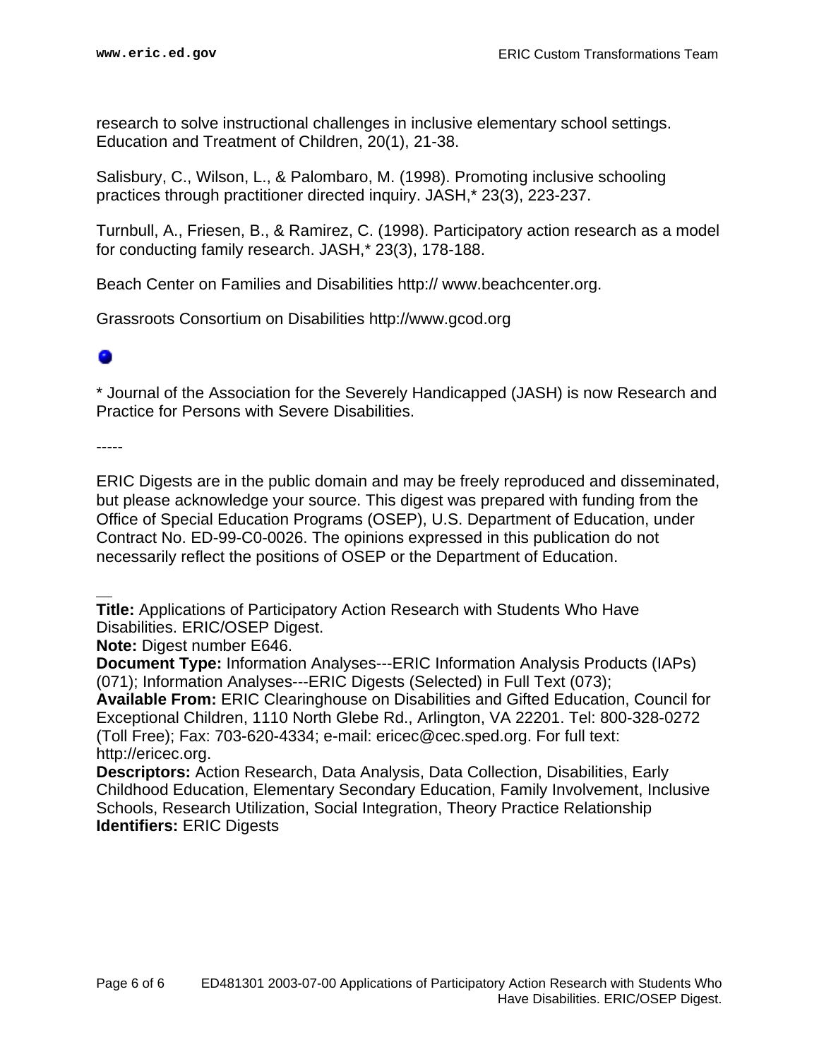research to solve instructional challenges in inclusive elementary school settings. Education and Treatment of Children, 20(1), 21-38.

Salisbury, C., Wilson, L., & Palombaro, M. (1998). Promoting inclusive schooling practices through practitioner directed inquiry. JASH,* 23(3), 223-237.

Turnbull, A., Friesen, B., & Ramirez, C. (1998). Participatory action research as a model for conducting family research. JASH,* 23(3), 178-188.

Beach Center on Families and Disabilities http:// www.beachcenter.org.

Grassroots Consortium on Disabilities http://www.gcod.org

* Journal of the Association for the Severely Handicapped (JASH) is now Research and Practice for Persons with Severe Disabilities.

-----

ERIC Digests are in the public domain and may be freely reproduced and disseminated, but please acknowledge your source. This digest was prepared with funding from the Office of Special Education Programs (OSEP), U.S. Department of Education, under Contract No. ED-99-C0-0026. The opinions expressed in this publication do not necessarily reflect the positions of OSEP or the Department of Education.

---

**Title:** Applications of Participatory Action Research with Students Who Have Disabilities. ERIC/OSEP Digest.
**Note:** Digest number E646.
**Document Type:** Information Analyses---ERIC Information Analysis Products (IAPs) (071); Information Analyses---ERIC Digests (Selected) in Full Text (073);
**Available From:** ERIC Clearinghouse on Disabilities and Gifted Education, Council for Exceptional Children, 1110 North Glebe Rd., Arlington, VA 22201. Tel: 800-328-0272 (Toll Free); Fax: 703-620-4334; e-mail: ericec@cec.sped.org. For full text: http://ericec.org.
**Descriptors:** Action Research, Data Analysis, Data Collection, Disabilities, Early Childhood Education, Elementary Secondary Education, Family Involvement, Inclusive Schools, Research Utilization, Social Integration, Theory Practice Relationship
**Identifiers:** ERIC Digests